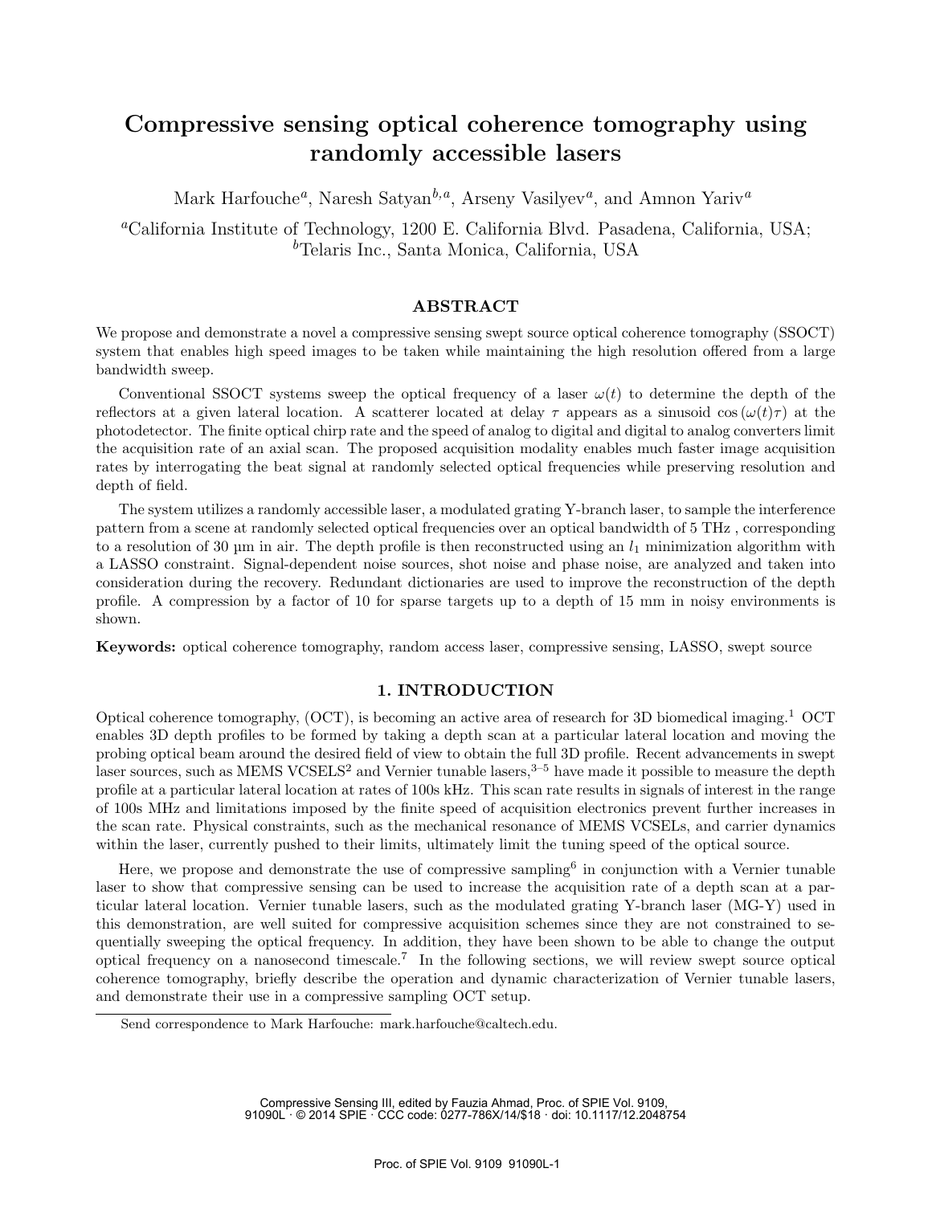# Compressive sensing optical coherence tomography using randomly accessible lasers

Mark Harfouche[a], Naresh Satyan[b,a], Arseny Vasilyev[a], and Amnon Yariv[a]

[a]California Institute of Technology, 1200 E. California Blvd. Pasadena, California, USA;
[b]Telaris Inc., Santa Monica, California, USA

## ABSTRACT

We propose and demonstrate a novel a compressive sensing swept source optical coherence tomography (SSOCT) system that enables high speed images to be taken while maintaining the high resolution offered from a large bandwidth sweep.

Conventional SSOCT systems sweep the optical frequency of a laser $\omega(t)$ to determine the depth of the reflectors at a given lateral location. A scatterer located at delay $\tau$ appears as a sinusoid $\cos(\omega(t)\tau)$ at the photodetector. The finite optical chirp rate and the speed of analog to digital and digital to analog converters limit the acquisition rate of an axial scan. The proposed acquisition modality enables much faster image acquisition rates by interrogating the beat signal at randomly selected optical frequencies while preserving resolution and depth of field.

The system utilizes a randomly accessible laser, a modulated grating Y-branch laser, to sample the interference pattern from a scene at randomly selected optical frequencies over an optical bandwidth of 5 THz , corresponding to a resolution of 30 µm in air. The depth profile is then reconstructed using an $l_1$ minimization algorithm with a LASSO constraint. Signal-dependent noise sources, shot noise and phase noise, are analyzed and taken into consideration during the recovery. Redundant dictionaries are used to improve the reconstruction of the depth profile. A compression by a factor of 10 for sparse targets up to a depth of 15 mm in noisy environments is shown.

**Keywords:** optical coherence tomography, random access laser, compressive sensing, LASSO, swept source

## 1. INTRODUCTION

Optical coherence tomography, (OCT), is becoming an active area of research for 3D biomedical imaging.[1] OCT enables 3D depth profiles to be formed by taking a depth scan at a particular lateral location and moving the probing optical beam around the desired field of view to obtain the full 3D profile. Recent advancements in swept laser sources, such as MEMS VCSELS[2] and Vernier tunable lasers,[3–5] have made it possible to measure the depth profile at a particular lateral location at rates of 100s kHz. This scan rate results in signals of interest in the range of 100s MHz and limitations imposed by the finite speed of acquisition electronics prevent further increases in the scan rate. Physical constraints, such as the mechanical resonance of MEMS VCSELs, and carrier dynamics within the laser, currently pushed to their limits, ultimately limit the tuning speed of the optical source.

Here, we propose and demonstrate the use of compressive sampling[6] in conjunction with a Vernier tunable laser to show that compressive sensing can be used to increase the acquisition rate of a depth scan at a particular lateral location. Vernier tunable lasers, such as the modulated grating Y-branch laser (MG-Y) used in this demonstration, are well suited for compressive acquisition schemes since they are not constrained to sequentially sweeping the optical frequency. In addition, they have been shown to be able to change the output optical frequency on a nanosecond timescale.[7] In the following sections, we will review swept source optical coherence tomography, briefly describe the operation and dynamic characterization of Vernier tunable lasers, and demonstrate their use in a compressive sampling OCT setup.

Send correspondence to Mark Harfouche: mark.harfouche@caltech.edu.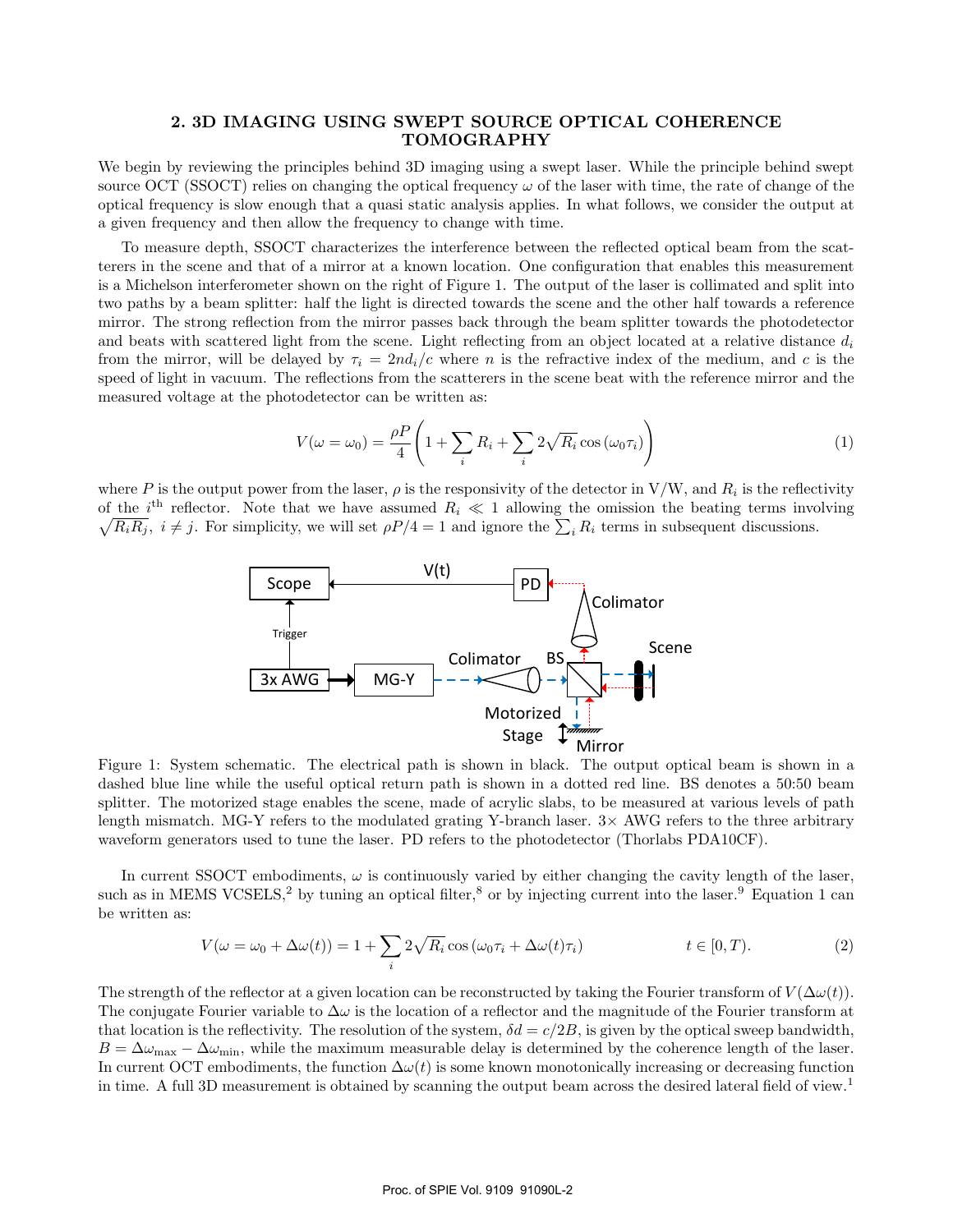## 2. 3D IMAGING USING SWEPT SOURCE OPTICAL COHERENCE TOMOGRAPHY

We begin by reviewing the principles behind 3D imaging using a swept laser. While the principle behind swept source OCT (SSOCT) relies on changing the optical frequency $\omega$ of the laser with time, the rate of change of the optical frequency is slow enough that a quasi static analysis applies. In what follows, we consider the output at a given frequency and then allow the frequency to change with time.

To measure depth, SSOCT characterizes the interference between the reflected optical beam from the scatterers in the scene and that of a mirror at a known location. One configuration that enables this measurement is a Michelson interferometer shown on the right of Figure 1. The output of the laser is collimated and split into two paths by a beam splitter: half the light is directed towards the scene and the other half towards a reference mirror. The strong reflection from the mirror passes back through the beam splitter towards the photodetector and beats with scattered light from the scene. Light reflecting from an object located at a relative distance $d_i$ from the mirror, will be delayed by $\tau_i = 2nd_i/c$ where $n$ is the refractive index of the medium, and $c$ is the speed of light in vacuum. The reflections from the scatterers in the scene beat with the reference mirror and the measured voltage at the photodetector can be written as:

$$V(\omega = \omega_0) = \frac{\rho P}{4}\left(1 + \sum_i R_i + \sum_i 2\sqrt{R_i}\cos(\omega_0 \tau_i)\right) \tag{1}$$

where $P$ is the output power from the laser, $\rho$ is the responsivity of the detector in V/W, and $R_i$ is the reflectivity of the $i^{\text{th}}$ reflector. Note that we have assumed $R_i \ll 1$ allowing the omission the beating terms involving $\sqrt{R_i R_j}$, $i \neq j$. For simplicity, we will set $\rho P/4 = 1$ and ignore the $\sum_i R_i$ terms in subsequent discussions.

Figure 1: System schematic. The electrical path is shown in black. The output optical beam is shown in a dashed blue line while the useful optical return path is shown in a dotted red line. BS denotes a 50:50 beam splitter. The motorized stage enables the scene, made of acrylic slabs, to be measured at various levels of path length mismatch. MG-Y refers to the modulated grating Y-branch laser. 3× AWG refers to the three arbitrary waveform generators used to tune the laser. PD refers to the photodetector (Thorlabs PDA10CF).

In current SSOCT embodiments, $\omega$ is continuously varied by either changing the cavity length of the laser, such as in MEMS VCSELS,[2] by tuning an optical filter,[8] or by injecting current into the laser.[9] Equation 1 can be written as:

$$V(\omega = \omega_0 + \Delta\omega(t)) = 1 + \sum_i 2\sqrt{R_i}\cos(\omega_0 \tau_i + \Delta\omega(t)\tau_i) \qquad t \in [0, T). \tag{2}$$

The strength of the reflector at a given location can be reconstructed by taking the Fourier transform of $V(\Delta\omega(t))$. The conjugate Fourier variable to $\Delta\omega$ is the location of a reflector and the magnitude of the Fourier transform at that location is the reflectivity. The resolution of the system, $\delta d = c/2B$, is given by the optical sweep bandwidth, $B = \Delta\omega_{\max} - \Delta\omega_{\min}$, while the maximum measurable delay is determined by the coherence length of the laser. In current OCT embodiments, the function $\Delta\omega(t)$ is some known monotonically increasing or decreasing function in time. A full 3D measurement is obtained by scanning the output beam across the desired lateral field of view.[1]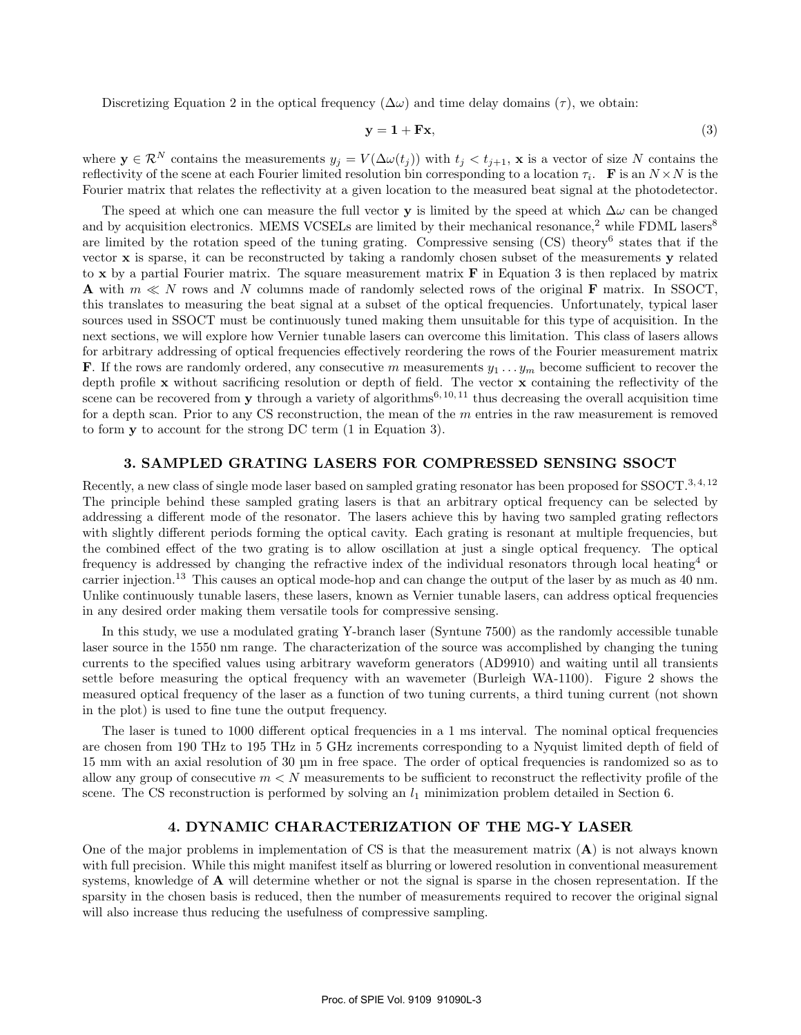Discretizing Equation 2 in the optical frequency ($\Delta\omega$) and time delay domains ($\tau$), we obtain:

$$\mathbf{y} = \mathbf{1} + \mathbf{F}\mathbf{x}, \tag{3}$$

where $\mathbf{y} \in \mathcal{R}^N$ contains the measurements $y_j = V(\Delta\omega(t_j))$ with $t_j < t_{j+1}$, $\mathbf{x}$ is a vector of size $N$ contains the reflectivity of the scene at each Fourier limited resolution bin corresponding to a location $\tau_i$. $\mathbf{F}$ is an $N \times N$ is the Fourier matrix that relates the reflectivity at a given location to the measured beat signal at the photodetector.

The speed at which one can measure the full vector $\mathbf{y}$ is limited by the speed at which $\Delta\omega$ can be changed and by acquisition electronics. MEMS VCSELs are limited by their mechanical resonance,[2] while FDML lasers[8] are limited by the rotation speed of the tuning grating. Compressive sensing (CS) theory[6] states that if the vector $\mathbf{x}$ is sparse, it can be reconstructed by taking a randomly chosen subset of the measurements $\mathbf{y}$ related to $\mathbf{x}$ by a partial Fourier matrix. The square measurement matrix $\mathbf{F}$ in Equation 3 is then replaced by matrix $\mathbf{A}$ with $m \ll N$ rows and $N$ columns made of randomly selected rows of the original $\mathbf{F}$ matrix. In SSOCT, this translates to measuring the beat signal at a subset of the optical frequencies. Unfortunately, typical laser sources used in SSOCT must be continuously tuned making them unsuitable for this type of acquisition. In the next sections, we will explore how Vernier tunable lasers can overcome this limitation. This class of lasers allows for arbitrary addressing of optical frequencies effectively reordering the rows of the Fourier measurement matrix $\mathbf{F}$. If the rows are randomly ordered, any consecutive $m$ measurements $y_1 \ldots y_m$ become sufficient to recover the depth profile $\mathbf{x}$ without sacrificing resolution or depth of field. The vector $\mathbf{x}$ containing the reflectivity of the scene can be recovered from $\mathbf{y}$ through a variety of algorithms[6,10,11] thus decreasing the overall acquisition time for a depth scan. Prior to any CS reconstruction, the mean of the $m$ entries in the raw measurement is removed to form $\mathbf{y}$ to account for the strong DC term (1 in Equation 3).

## 3. SAMPLED GRATING LASERS FOR COMPRESSED SENSING SSOCT

Recently, a new class of single mode laser based on sampled grating resonator has been proposed for SSOCT.[3,4,12] The principle behind these sampled grating lasers is that an arbitrary optical frequency can be selected by addressing a different mode of the resonator. The lasers achieve this by having two sampled grating reflectors with slightly different periods forming the optical cavity. Each grating is resonant at multiple frequencies, but the combined effect of the two grating is to allow oscillation at just a single optical frequency. The optical frequency is addressed by changing the refractive index of the individual resonators through local heating[4] or carrier injection.[13] This causes an optical mode-hop and can change the output of the laser by as much as 40 nm. Unlike continuously tunable lasers, these lasers, known as Vernier tunable lasers, can address optical frequencies in any desired order making them versatile tools for compressive sensing.

In this study, we use a modulated grating Y-branch laser (Syntune 7500) as the randomly accessible tunable laser source in the 1550 nm range. The characterization of the source was accomplished by changing the tuning currents to the specified values using arbitrary waveform generators (AD9910) and waiting until all transients settle before measuring the optical frequency with an wavemeter (Burleigh WA-1100). Figure 2 shows the measured optical frequency of the laser as a function of two tuning currents, a third tuning current (not shown in the plot) is used to fine tune the output frequency.

The laser is tuned to 1000 different optical frequencies in a 1 ms interval. The nominal optical frequencies are chosen from 190 THz to 195 THz in 5 GHz increments corresponding to a Nyquist limited depth of field of 15 mm with an axial resolution of 30 µm in free space. The order of optical frequencies is randomized so as to allow any group of consecutive $m < N$ measurements to be sufficient to reconstruct the reflectivity profile of the scene. The CS reconstruction is performed by solving an $l_1$ minimization problem detailed in Section 6.

## 4. DYNAMIC CHARACTERIZATION OF THE MG-Y LASER

One of the major problems in implementation of CS is that the measurement matrix ($\mathbf{A}$) is not always known with full precision. While this might manifest itself as blurring or lowered resolution in conventional measurement systems, knowledge of $\mathbf{A}$ will determine whether or not the signal is sparse in the chosen representation. If the sparsity in the chosen basis is reduced, then the number of measurements required to recover the original signal will also increase thus reducing the usefulness of compressive sampling.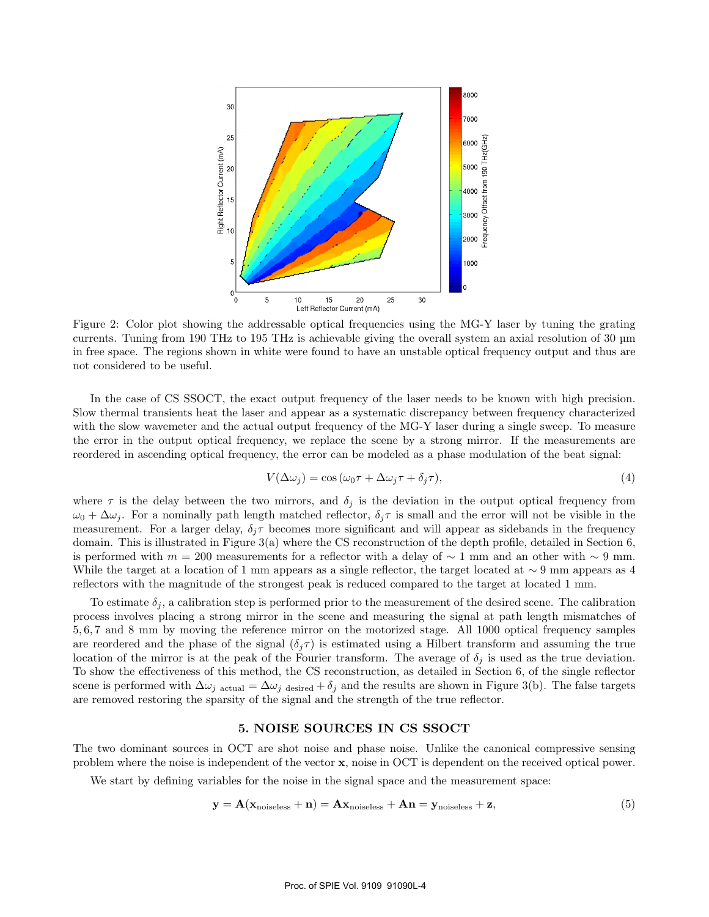Figure 2: Color plot showing the addressable optical frequencies using the MG-Y laser by tuning the grating currents. Tuning from 190 THz to 195 THz is achievable giving the overall system an axial resolution of 30 µm in free space. The regions shown in white were found to have an unstable optical frequency output and thus are not considered to be useful.

In the case of CS SSOCT, the exact output frequency of the laser needs to be known with high precision. Slow thermal transients heat the laser and appear as a systematic discrepancy between frequency characterized with the slow wavemeter and the actual output frequency of the MG-Y laser during a single sweep. To measure the error in the output optical frequency, we replace the scene by a strong mirror. If the measurements are reordered in ascending optical frequency, the error can be modeled as a phase modulation of the beat signal:

$$V(\Delta\omega_j) = \cos\left(\omega_0\tau + \Delta\omega_j\tau + \delta_j\tau\right), \tag{4}$$

where $\tau$ is the delay between the two mirrors, and $\delta_j$ is the deviation in the output optical frequency from $\omega_0 + \Delta\omega_j$. For a nominally path length matched reflector, $\delta_j\tau$ is small and the error will not be visible in the measurement. For a larger delay, $\delta_j\tau$ becomes more significant and will appear as sidebands in the frequency domain. This is illustrated in Figure 3(a) where the CS reconstruction of the depth profile, detailed in Section 6, is performed with $m = 200$ measurements for a reflector with a delay of $\sim 1$ mm and an other with $\sim 9$ mm. While the target at a location of 1 mm appears as a single reflector, the target located at $\sim 9$ mm appears as 4 reflectors with the magnitude of the strongest peak is reduced compared to the target at located 1 mm.

To estimate $\delta_j$, a calibration step is performed prior to the measurement of the desired scene. The calibration process involves placing a strong mirror in the scene and measuring the signal at path length mismatches of $5, 6, 7$ and 8 mm by moving the reference mirror on the motorized stage. All 1000 optical frequency samples are reordered and the phase of the signal ($\delta_j\tau$) is estimated using a Hilbert transform and assuming the true location of the mirror is at the peak of the Fourier transform. The average of $\delta_j$ is used as the true deviation. To show the effectiveness of this method, the CS reconstruction, as detailed in Section 6, of the single reflector scene is performed with $\Delta\omega_{j\ \text{actual}} = \Delta\omega_{j\ \text{desired}} + \delta_j$ and the results are shown in Figure 3(b). The false targets are removed restoring the sparsity of the signal and the strength of the true reflector.

## 5. NOISE SOURCES IN CS SSOCT

The two dominant sources in OCT are shot noise and phase noise. Unlike the canonical compressive sensing problem where the noise is independent of the vector $\mathbf{x}$, noise in OCT is dependent on the received optical power.

We start by defining variables for the noise in the signal space and the measurement space:

$$\mathbf{y} = \mathbf{A}(\mathbf{x}_{\text{noiseless}} + \mathbf{n}) = \mathbf{A}\mathbf{x}_{\text{noiseless}} + \mathbf{A}\mathbf{n} = \mathbf{y}_{\text{noiseless}} + \mathbf{z}, \tag{5}$$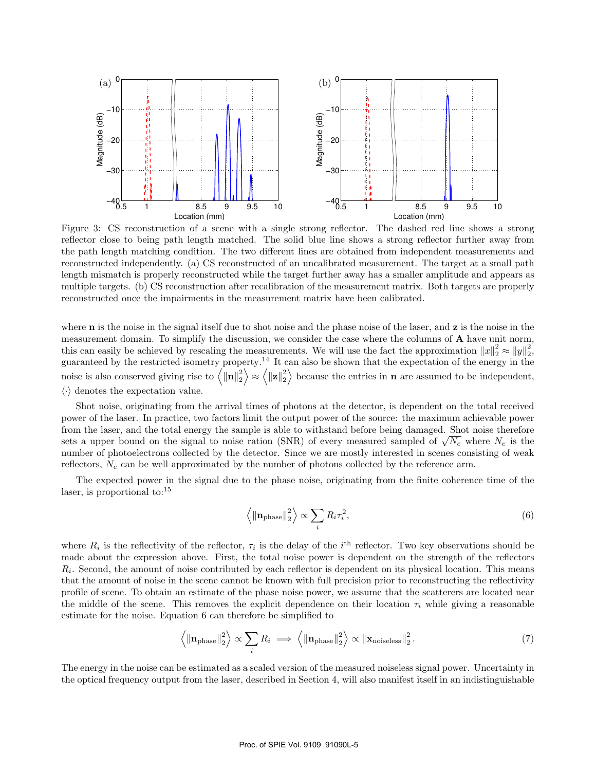Figure 3: CS reconstruction of a scene with a single strong reflector. The dashed red line shows a strong reflector close to being path length matched. The solid blue line shows a strong reflector further away from the path length matching condition. The two different lines are obtained from independent measurements and reconstructed independently. (a) CS reconstructed of an uncalibrated measurement. The target at a small path length mismatch is properly reconstructed while the target further away has a smaller amplitude and appears as multiple targets. (b) CS reconstruction after recalibration of the measurement matrix. Both targets are properly reconstructed once the impairments in the measurement matrix have been calibrated.

where $\mathbf{n}$ is the noise in the signal itself due to shot noise and the phase noise of the laser, and $\mathbf{z}$ is the noise in the measurement domain. To simplify the discussion, we consider the case where the columns of $\mathbf{A}$ have unit norm, this can easily be achieved by rescaling the measurements. We will use the fact the approximation $\|x\|_2^2 \approx \|y\|_2^2$, guaranteed by the restricted isometry property.[14] It can also be shown that the expectation of the energy in the noise is also conserved giving rise to $\left\langle \|\mathbf{n}\|_2^2 \right\rangle \approx \left\langle \|\mathbf{z}\|_2^2 \right\rangle$ because the entries in $\mathbf{n}$ are assumed to be independent, $\langle \cdot \rangle$ denotes the expectation value.

Shot noise, originating from the arrival times of photons at the detector, is dependent on the total received power of the laser. In practice, two factors limit the output power of the source: the maximum achievable power from the laser, and the total energy the sample is able to withstand before being damaged. Shot noise therefore sets a upper bound on the signal to noise ration (SNR) of every measured sampled of $\sqrt{N_e}$ where $N_e$ is the number of photoelectrons collected by the detector. Since we are mostly interested in scenes consisting of weak reflectors, $N_e$ can be well approximated by the number of photons collected by the reference arm.

The expected power in the signal due to the phase noise, originating from the finite coherence time of the laser, is proportional to:[15]

$$\left\langle \|\mathbf{n}_{\text{phase}}\|_2^2 \right\rangle \propto \sum_i R_i \tau_i^2, \tag{6}$$

where $R_i$ is the reflectivity of the reflector, $\tau_i$ is the delay of the $i^{\text{th}}$ reflector. Two key observations should be made about the expression above. First, the total noise power is dependent on the strength of the reflectors $R_i$. Second, the amount of noise contributed by each reflector is dependent on its physical location. This means that the amount of noise in the scene cannot be known with full precision prior to reconstructing the reflectivity profile of scene. To obtain an estimate of the phase noise power, we assume that the scatterers are located near the middle of the scene. This removes the explicit dependence on their location $\tau_i$ while giving a reasonable estimate for the noise. Equation 6 can therefore be simplified to

$$\left\langle \|\mathbf{n}_{\text{phase}}\|_2^2 \right\rangle \propto \sum_i R_i \implies \left\langle \|\mathbf{n}_{\text{phase}}\|_2^2 \right\rangle \propto \|\mathbf{x}_{\text{noiseless}}\|_2^2 . \tag{7}$$

The energy in the noise can be estimated as a scaled version of the measured noiseless signal power. Uncertainty in the optical frequency output from the laser, described in Section 4, will also manifest itself in an indistinguishable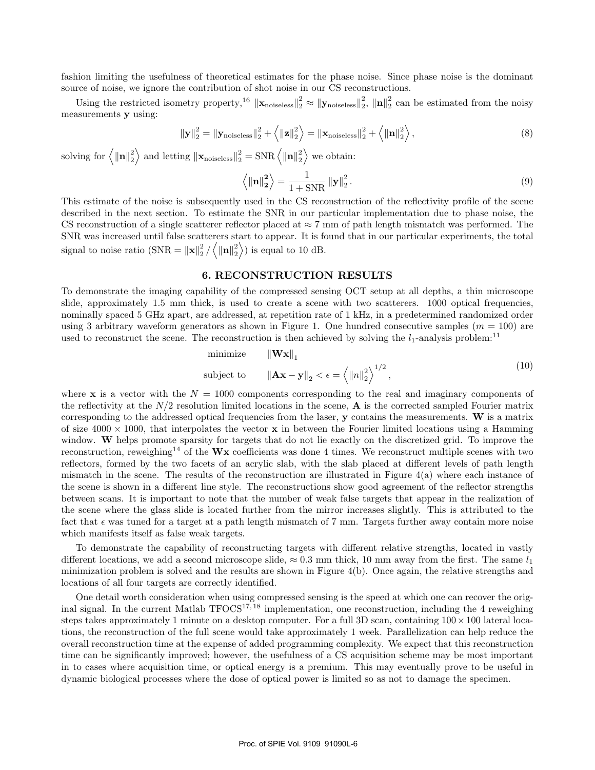fashion limiting the usefulness of theoretical estimates for the phase noise. Since phase noise is the dominant source of noise, we ignore the contribution of shot noise in our CS reconstructions.

Using the restricted isometry property,[16] $\|\mathbf{x}_{\text{noiseless}}\|_2^2 \approx \|\mathbf{y}_{\text{noiseless}}\|_2^2$, $\|\mathbf{n}\|_2^2$ can be estimated from the noisy measurements $\mathbf{y}$ using:

$$\|\mathbf{y}\|_2^2 = \|\mathbf{y}_{\text{noiseless}}\|_2^2 + \left\langle \|\mathbf{z}\|_2^2 \right\rangle = \|\mathbf{x}_{\text{noiseless}}\|_2^2 + \left\langle \|\mathbf{n}\|_2^2 \right\rangle, \tag{8}$$

solving for $\left\langle \|\mathbf{n}\|_2^2 \right\rangle$ and letting $\|\mathbf{x}_{\text{noiseless}}\|_2^2 = \text{SNR} \left\langle \|\mathbf{n}\|_2^2 \right\rangle$ we obtain:

$$\left\langle \|\mathbf{n}\|_\mathbf{2}^\mathbf{2} \right\rangle = \frac{1}{1+\text{SNR}} \|\mathbf{y}\|_2^2. \tag{9}$$

This estimate of the noise is subsequently used in the CS reconstruction of the reflectivity profile of the scene described in the next section. To estimate the SNR in our particular implementation due to phase noise, the CS reconstruction of a single scatterer reflector placed at $\approx 7$ mm of path length mismatch was performed. The SNR was increased until false scatterers start to appear. It is found that in our particular experiments, the total signal to noise ratio ($\text{SNR} = \|\mathbf{x}\|_2^2 / \left\langle \|\mathbf{n}\|_2^2 \right\rangle$) is equal to 10 dB.

## 6. RECONSTRUCTION RESULTS

To demonstrate the imaging capability of the compressed sensing OCT setup at all depths, a thin microscope slide, approximately 1.5 mm thick, is used to create a scene with two scatterers. 1000 optical frequencies, nominally spaced 5 GHz apart, are addressed, at repetition rate of 1 kHz, in a predetermined randomized order using 3 arbitrary waveform generators as shown in Figure 1. One hundred consecutive samples ($m = 100$) are used to reconstruct the scene. The reconstruction is then achieved by solving the $l_1$-analysis problem:[11]

$$\begin{aligned} &\text{minimize} \qquad \|\mathbf{W}\mathbf{x}\|_1 \\ &\text{subject to} \qquad \|\mathbf{A}\mathbf{x} - \mathbf{y}\|_2 < \epsilon = \left\langle \|n\|_2^2 \right\rangle^{1/2}, \end{aligned} \tag{10}$$

where $\mathbf{x}$ is a vector with the $N = 1000$ components corresponding to the real and imaginary components of the reflectivity at the $N/2$ resolution limited locations in the scene, $\mathbf{A}$ is the corrected sampled Fourier matrix corresponding to the addressed optical frequencies from the laser, $\mathbf{y}$ contains the measurements. $\mathbf{W}$ is a matrix of size $4000 \times 1000$, that interpolates the vector $\mathbf{x}$ in between the Fourier limited locations using a Hamming window. $\mathbf{W}$ helps promote sparsity for targets that do not lie exactly on the discretized grid. To improve the reconstruction, reweighing[14] of the $\mathbf{Wx}$ coefficients was done 4 times. We reconstruct multiple scenes with two reflectors, formed by the two facets of an acrylic slab, with the slab placed at different levels of path length mismatch in the scene. The results of the reconstruction are illustrated in Figure 4(a) where each instance of the scene is shown in a different line style. The reconstructions show good agreement of the reflector strengths between scans. It is important to note that the number of weak false targets that appear in the realization of the scene where the glass slide is located further from the mirror increases slightly. This is attributed to the fact that $\epsilon$ was tuned for a target at a path length mismatch of 7 mm. Targets further away contain more noise which manifests itself as false weak targets.

To demonstrate the capability of reconstructing targets with different relative strengths, located in vastly different locations, we add a second microscope slide, $\approx 0.3$ mm thick, 10 mm away from the first. The same $l_1$ minimization problem is solved and the results are shown in Figure 4(b). Once again, the relative strengths and locations of all four targets are correctly identified.

One detail worth consideration when using compressed sensing is the speed at which one can recover the original signal. In the current Matlab TFOCS[17,18] implementation, one reconstruction, including the 4 reweighing steps takes approximately 1 minute on a desktop computer. For a full 3D scan, containing $100 \times 100$ lateral locations, the reconstruction of the full scene would take approximately 1 week. Parallelization can help reduce the overall reconstruction time at the expense of added programming complexity. We expect that this reconstruction time can be significantly improved; however, the usefulness of a CS acquisition scheme may be most important in to cases where acquisition time, or optical energy is a premium. This may eventually prove to be useful in dynamic biological processes where the dose of optical power is limited so as not to damage the specimen.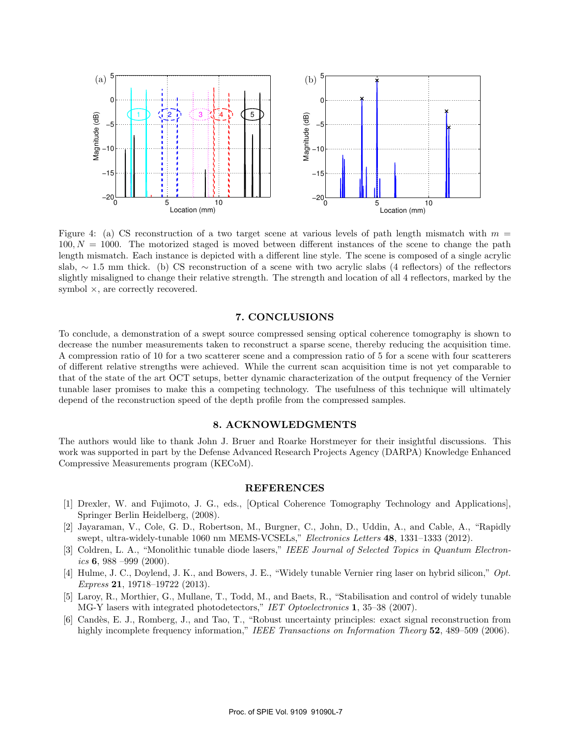Figure 4: (a) CS reconstruction of a two target scene at various levels of path length mismatch with $m = 100, N = 1000$. The motorized staged is moved between different instances of the scene to change the path length mismatch. Each instance is depicted with a different line style. The scene is composed of a single acrylic slab, $\sim 1.5$ mm thick. (b) CS reconstruction of a scene with two acrylic slabs (4 reflectors) of the reflectors slightly misaligned to change their relative strength. The strength and location of all 4 reflectors, marked by the symbol $\times$, are correctly recovered.

## 7. CONCLUSIONS

To conclude, a demonstration of a swept source compressed sensing optical coherence tomography is shown to decrease the number measurements taken to reconstruct a sparse scene, thereby reducing the acquisition time. A compression ratio of 10 for a two scatterer scene and a compression ratio of 5 for a scene with four scatterers of different relative strengths were achieved. While the current scan acquisition time is not yet comparable to that of the state of the art OCT setups, better dynamic characterization of the output frequency of the Vernier tunable laser promises to make this a competing technology. The usefulness of this technique will ultimately depend of the reconstruction speed of the depth profile from the compressed samples.

## 8. ACKNOWLEDGMENTS

The authors would like to thank John J. Bruer and Roarke Horstmeyer for their insightful discussions. This work was supported in part by the Defense Advanced Research Projects Agency (DARPA) Knowledge Enhanced Compressive Measurements program (KECoM).

## REFERENCES

[1] Drexler, W. and Fujimoto, J. G., eds., [Optical Coherence Tomography Technology and Applications], Springer Berlin Heidelberg, (2008).

[2] Jayaraman, V., Cole, G. D., Robertson, M., Burgner, C., John, D., Uddin, A., and Cable, A., "Rapidly swept, ultra-widely-tunable 1060 nm MEMS-VCSELs," *Electronics Letters* **48**, 1331–1333 (2012).

[3] Coldren, L. A., "Monolithic tunable diode lasers," *IEEE Journal of Selected Topics in Quantum Electronics* **6**, 988 –999 (2000).

[4] Hulme, J. C., Doylend, J. K., and Bowers, J. E., "Widely tunable Vernier ring laser on hybrid silicon," *Opt. Express* **21**, 19718–19722 (2013).

[5] Laroy, R., Morthier, G., Mullane, T., Todd, M., and Baets, R., "Stabilisation and control of widely tunable MG-Y lasers with integrated photodetectors," *IET Optoelectronics* **1**, 35–38 (2007).

[6] Candès, E. J., Romberg, J., and Tao, T., "Robust uncertainty principles: exact signal reconstruction from highly incomplete frequency information," *IEEE Transactions on Information Theory* **52**, 489–509 (2006).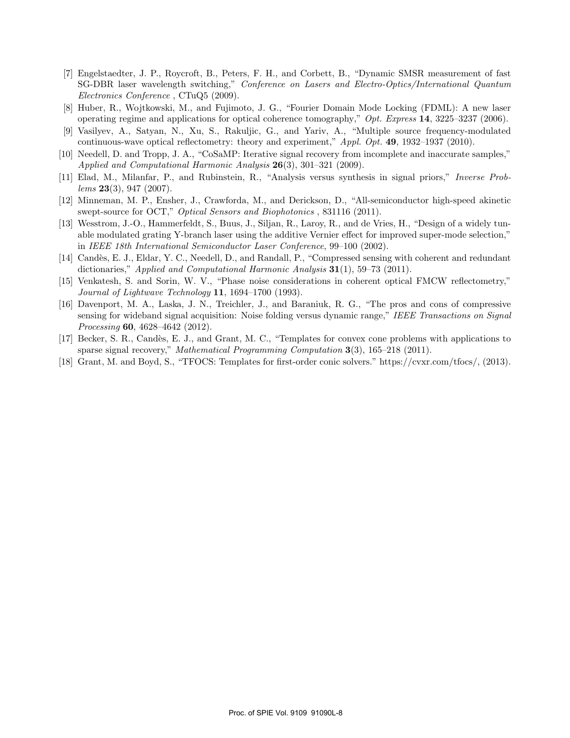[7] Engelstaedter, J. P., Roycroft, B., Peters, F. H., and Corbett, B., "Dynamic SMSR measurement of fast SG-DBR laser wavelength switching," *Conference on Lasers and Electro-Optics/International Quantum Electronics Conference* , CTuQ5 (2009).

[8] Huber, R., Wojtkowski, M., and Fujimoto, J. G., "Fourier Domain Mode Locking (FDML): A new laser operating regime and applications for optical coherence tomography," *Opt. Express* **14**, 3225–3237 (2006).

[9] Vasilyev, A., Satyan, N., Xu, S., Rakuljic, G., and Yariv, A., "Multiple source frequency-modulated continuous-wave optical reflectometry: theory and experiment," *Appl. Opt.* **49**, 1932–1937 (2010).

[10] Needell, D. and Tropp, J. A., "CoSaMP: Iterative signal recovery from incomplete and inaccurate samples," *Applied and Computational Harmonic Analysis* **26**(3), 301–321 (2009).

[11] Elad, M., Milanfar, P., and Rubinstein, R., "Analysis versus synthesis in signal priors," *Inverse Problems* **23**(3), 947 (2007).

[12] Minneman, M. P., Ensher, J., Crawforda, M., and Derickson, D., "All-semiconductor high-speed akinetic swept-source for OCT," *Optical Sensors and Biophotonics* , 831116 (2011).

[13] Wesstrom, J.-O., Hammerfeldt, S., Buus, J., Siljan, R., Laroy, R., and de Vries, H., "Design of a widely tunable modulated grating Y-branch laser using the additive Vernier effect for improved super-mode selection," in *IEEE 18th International Semiconductor Laser Conference*, 99–100 (2002).

[14] Candès, E. J., Eldar, Y. C., Needell, D., and Randall, P., "Compressed sensing with coherent and redundant dictionaries," *Applied and Computational Harmonic Analysis* **31**(1), 59–73 (2011).

[15] Venkatesh, S. and Sorin, W. V., "Phase noise considerations in coherent optical FMCW reflectometry," *Journal of Lightwave Technology* **11**, 1694–1700 (1993).

[16] Davenport, M. A., Laska, J. N., Treichler, J., and Baraniuk, R. G., "The pros and cons of compressive sensing for wideband signal acquisition: Noise folding versus dynamic range," *IEEE Transactions on Signal Processing* **60**, 4628–4642 (2012).

[17] Becker, S. R., Candès, E. J., and Grant, M. C., "Templates for convex cone problems with applications to sparse signal recovery," *Mathematical Programming Computation* **3**(3), 165–218 (2011).

[18] Grant, M. and Boyd, S., "TFOCS: Templates for first-order conic solvers." https://cvxr.com/tfocs/, (2013).